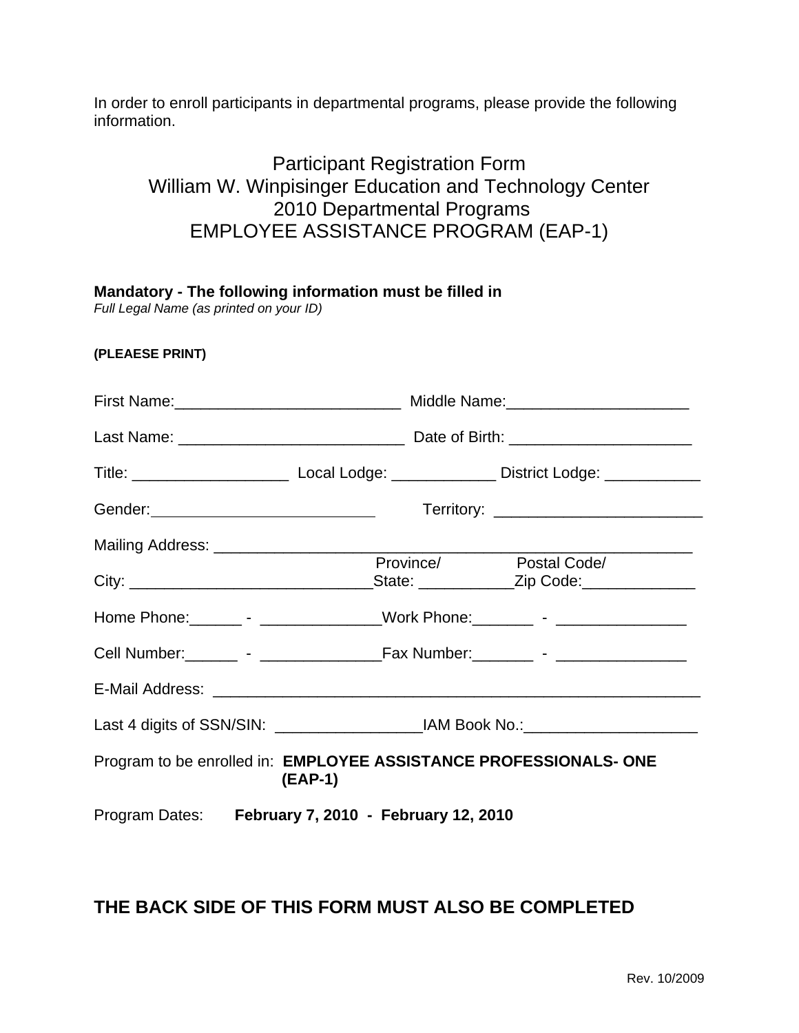In order to enroll participants in departmental programs, please provide the following information.

# Participant Registration Form
# William W. Winpisinger Education and Technology Center
# 2010 Departmental Programs
# EMPLOYEE ASSISTANCE PROGRAM (EAP-1)

**Mandatory - The following information must be filled in**
*Full Legal Name (as printed on your ID)*

**(PLEAESE PRINT)**

First Name:__________________________ Middle Name:_____________________

Last Name: __________________________ Date of Birth: _____________________

Title: __________________ Local Lodge: ____________ District Lodge: ___________

Gender:__________________________ Territory: ________________________

Mailing Address: _____________________________________________________

City: ____________________________Province/State: ___________Postal Code/Zip Code:_____________

Home Phone:______ - ______________Work Phone:_______ - _______________

Cell Number:______ - ______________Fax Number:_______ - _______________

E-Mail Address: ________________________________________________________

Last 4 digits of SSN/SIN: _________________IAM Book No.:____________________

Program to be enrolled in: **EMPLOYEE ASSISTANCE PROFESSIONALS- ONE (EAP-1)**

Program Dates: **February 7, 2010 - February 12, 2010**

## THE BACK SIDE OF THIS FORM MUST ALSO BE COMPLETED

Rev. 10/2009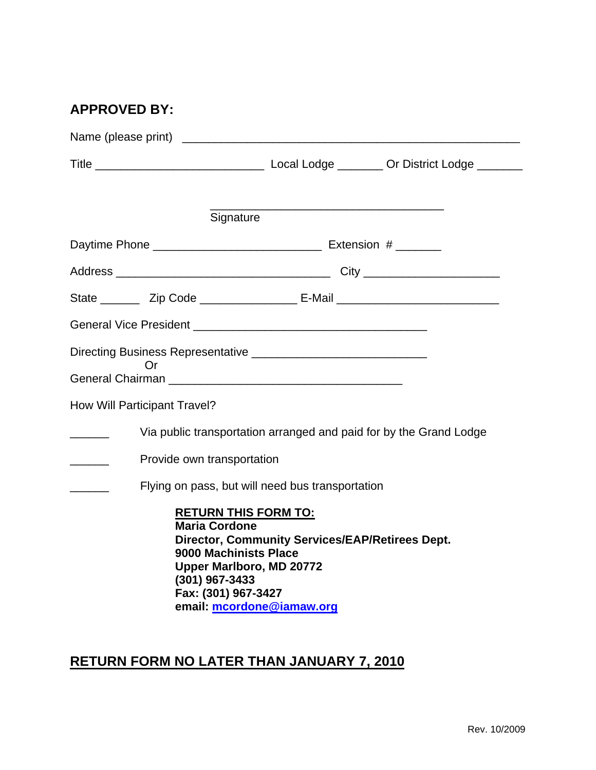## APPROVED BY:

Name (please print) ____________________________________________________

Title __________________________ Local Lodge _______ Or District Lodge _______

____________________________________
Signature

Daytime Phone __________________________ Extension # _______

Address _________________________________ City _____________________

State ______ Zip Code _______________ E-Mail _________________________

General Vice President ____________________________________

Directing Business Representative ___________________________
Or
General Chairman ____________________________________

How Will Participant Travel?

______ Via public transportation arranged and paid for by the Grand Lodge

______ Provide own transportation

______ Flying on pass, but will need bus transportation

**RETURN THIS FORM TO:**
**Maria Cordone**
**Director, Community Services/EAP/Retirees Dept.**
**9000 Machinists Place**
**Upper Marlboro, MD 20772**
**(301) 967-3433**
**Fax: (301) 967-3427**
**email: mcordone@iamaw.org**

**RETURN FORM NO LATER THAN JANUARY 7, 2010**

Rev. 10/2009